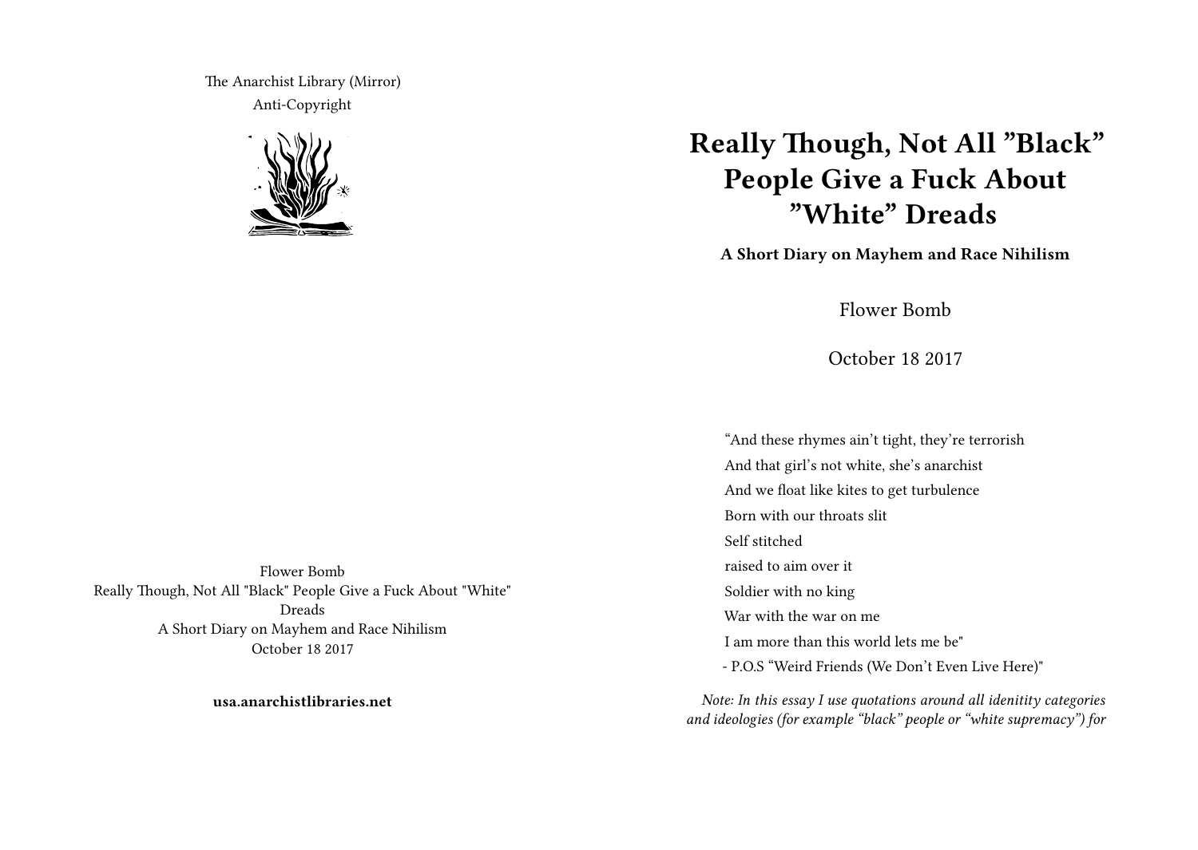The Anarchist Library (Mirror)
Anti-Copyright

Flower Bomb
Really Though, Not All "Black" People Give a Fuck About "White" Dreads
A Short Diary on Mayhem and Race Nihilism
October 18 2017

**usa.anarchistlibraries.net**

# Really Though, Not All "Black" People Give a Fuck About "White" Dreads

**A Short Diary on Mayhem and Race Nihilism**

Flower Bomb

October 18 2017

> "And these rhymes ain't tight, they're terrorish
> And that girl's not white, she's anarchist
> And we float like kites to get turbulence
> Born with our throats slit
> Self stitched
> raised to aim over it
> Soldier with no king
> War with the war on me
> I am more than this world lets me be"
> - P.O.S "Weird Friends (We Don't Even Live Here)"

*Note: In this essay I use quotations around all idenitity categories and ideologies (for example "black" people or "white supremacy") for*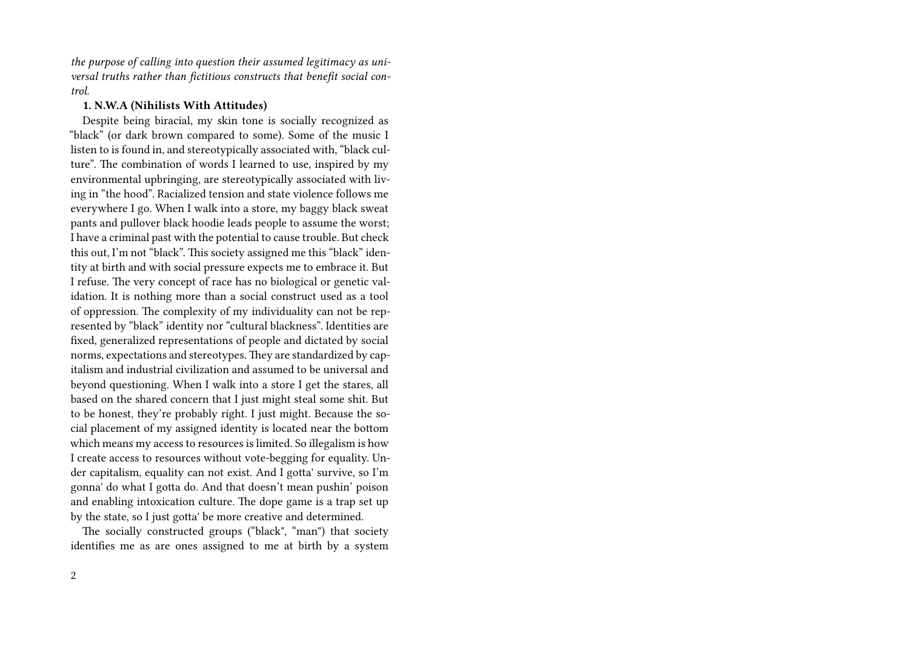*the purpose of calling into question their assumed legitimacy as universal truths rather than fictitious constructs that benefit social control.*

### 1. N.W.A (Nihilists With Attitudes)

Despite being biracial, my skin tone is socially recognized as "black" (or dark brown compared to some). Some of the music I listen to is found in, and stereotypically associated with, "black culture". The combination of words I learned to use, inspired by my environmental upbringing, are stereotypically associated with living in "the hood". Racialized tension and state violence follows me everywhere I go. When I walk into a store, my baggy black sweat pants and pullover black hoodie leads people to assume the worst; I have a criminal past with the potential to cause trouble. But check this out, I'm not "black". This society assigned me this "black" identity at birth and with social pressure expects me to embrace it. But I refuse. The very concept of race has no biological or genetic validation. It is nothing more than a social construct used as a tool of oppression. The complexity of my individuality can not be represented by "black" identity nor "cultural blackness". Identities are fixed, generalized representations of people and dictated by social norms, expectations and stereotypes. They are standardized by capitalism and industrial civilization and assumed to be universal and beyond questioning. When I walk into a store I get the stares, all based on the shared concern that I just might steal some shit. But to be honest, they're probably right. I just might. Because the social placement of my assigned identity is located near the bottom which means my access to resources is limited. So illegalism is how I create access to resources without vote-begging for equality. Under capitalism, equality can not exist. And I gotta' survive, so I'm gonna' do what I gotta do. And that doesn't mean pushin' poison and enabling intoxication culture. The dope game is a trap set up by the state, so I just gotta' be more creative and determined.

The socially constructed groups ("black", "man") that society identifies me as are ones assigned to me at birth by a system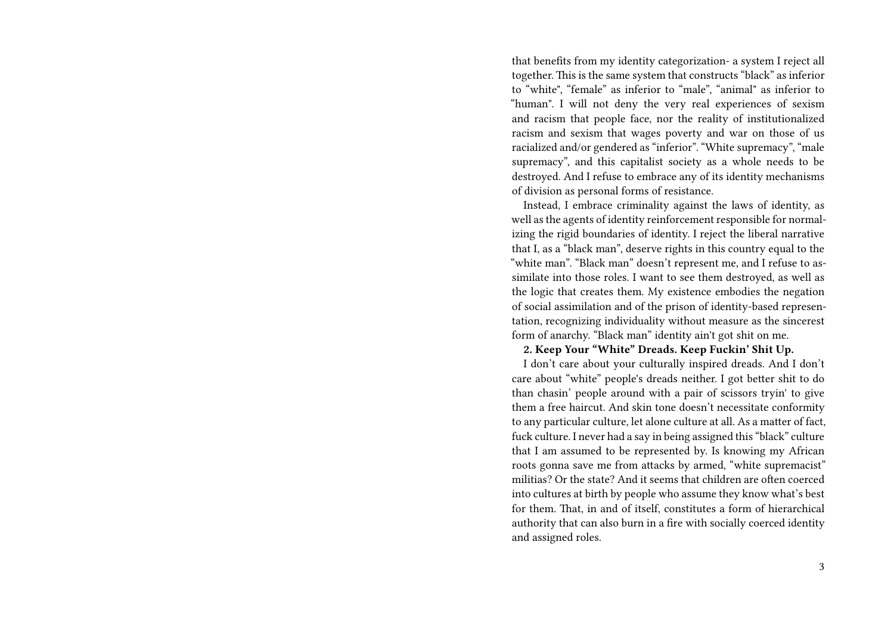that benefits from my identity categorization- a system I reject all together. This is the same system that constructs "black" as inferior to "white", "female" as inferior to "male", "animal" as inferior to "human". I will not deny the very real experiences of sexism and racism that people face, nor the reality of institutionalized racism and sexism that wages poverty and war on those of us racialized and/or gendered as "inferior". "White supremacy", "male supremacy", and this capitalist society as a whole needs to be destroyed. And I refuse to embrace any of its identity mechanisms of division as personal forms of resistance.

Instead, I embrace criminality against the laws of identity, as well as the agents of identity reinforcement responsible for normalizing the rigid boundaries of identity. I reject the liberal narrative that I, as a "black man", deserve rights in this country equal to the "white man". "Black man" doesn't represent me, and I refuse to assimilate into those roles. I want to see them destroyed, as well as the logic that creates them. My existence embodies the negation of social assimilation and of the prison of identity-based representation, recognizing individuality without measure as the sincerest form of anarchy. "Black man" identity ain't got shit on me.

**2. Keep Your "White" Dreads. Keep Fuckin' Shit Up.**

I don't care about your culturally inspired dreads. And I don't care about "white" people's dreads neither. I got better shit to do than chasin' people around with a pair of scissors tryin' to give them a free haircut. And skin tone doesn't necessitate conformity to any particular culture, let alone culture at all. As a matter of fact, fuck culture. I never had a say in being assigned this "black" culture that I am assumed to be represented by. Is knowing my African roots gonna save me from attacks by armed, "white supremacist" militias? Or the state? And it seems that children are often coerced into cultures at birth by people who assume they know what's best for them. That, in and of itself, constitutes a form of hierarchical authority that can also burn in a fire with socially coerced identity and assigned roles.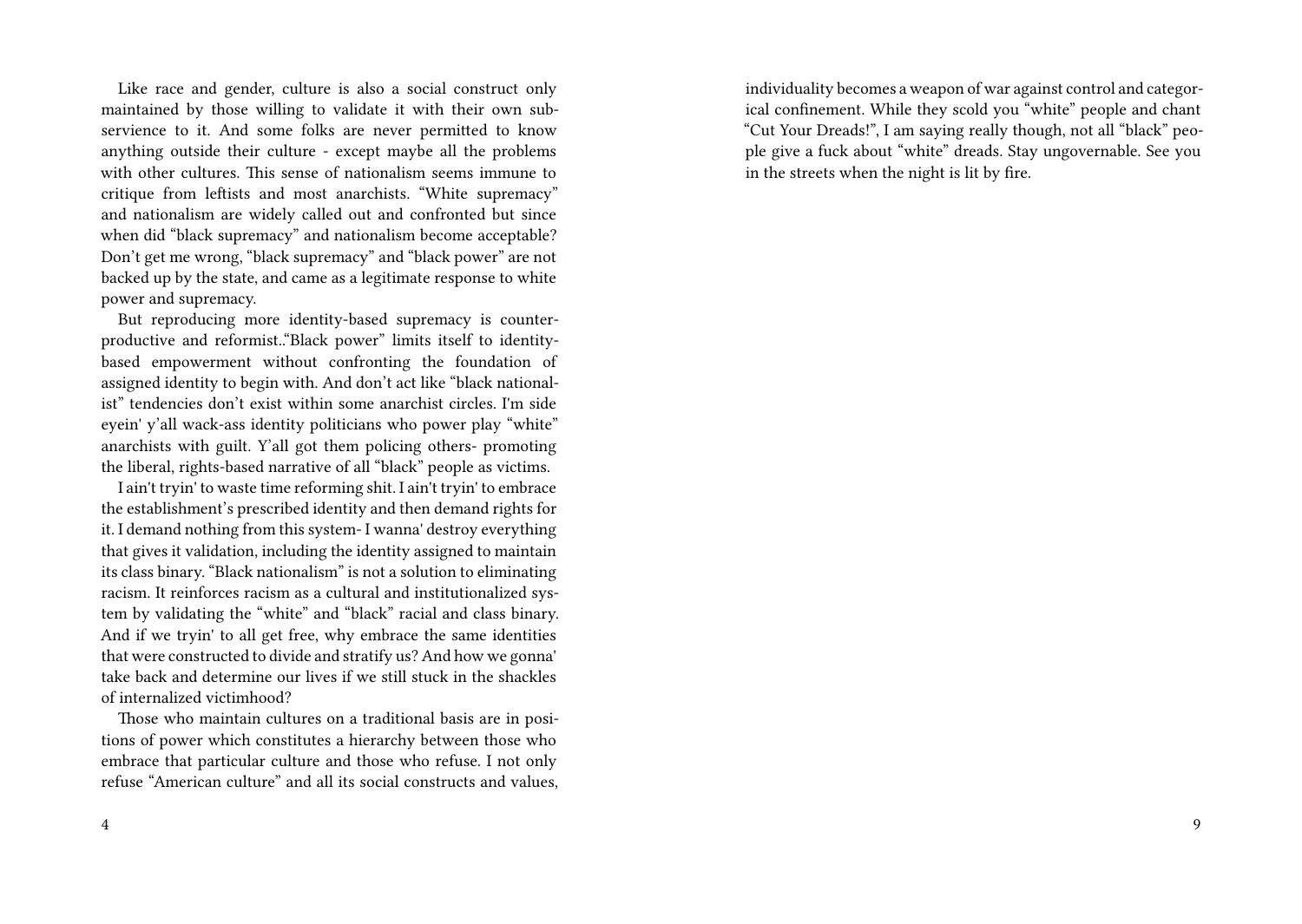Like race and gender, culture is also a social construct only maintained by those willing to validate it with their own subservience to it. And some folks are never permitted to know anything outside their culture - except maybe all the problems with other cultures. This sense of nationalism seems immune to critique from leftists and most anarchists. "White supremacy" and nationalism are widely called out and confronted but since when did "black supremacy" and nationalism become acceptable? Don't get me wrong, "black supremacy" and "black power" are not backed up by the state, and came as a legitimate response to white power and supremacy.

But reproducing more identity-based supremacy is counterproductive and reformist.."Black power" limits itself to identity-based empowerment without confronting the foundation of assigned identity to begin with. And don't act like "black nationalist" tendencies don't exist within some anarchist circles. I'm side eyein' y'all wack-ass identity politicians who power play "white" anarchists with guilt. Y'all got them policing others- promoting the liberal, rights-based narrative of all "black" people as victims.

I ain't tryin' to waste time reforming shit. I ain't tryin' to embrace the establishment's prescribed identity and then demand rights for it. I demand nothing from this system- I wanna' destroy everything that gives it validation, including the identity assigned to maintain its class binary. "Black nationalism" is not a solution to eliminating racism. It reinforces racism as a cultural and institutionalized system by validating the "white" and "black" racial and class binary. And if we tryin' to all get free, why embrace the same identities that were constructed to divide and stratify us? And how we gonna' take back and determine our lives if we still stuck in the shackles of internalized victimhood?

Those who maintain cultures on a traditional basis are in positions of power which constitutes a hierarchy between those who embrace that particular culture and those who refuse. I not only refuse "American culture" and all its social constructs and values,

individuality becomes a weapon of war against control and categorical confinement. While they scold you "white" people and chant "Cut Your Dreads!", I am saying really though, not all "black" people give a fuck about "white" dreads. Stay ungovernable. See you in the streets when the night is lit by fire.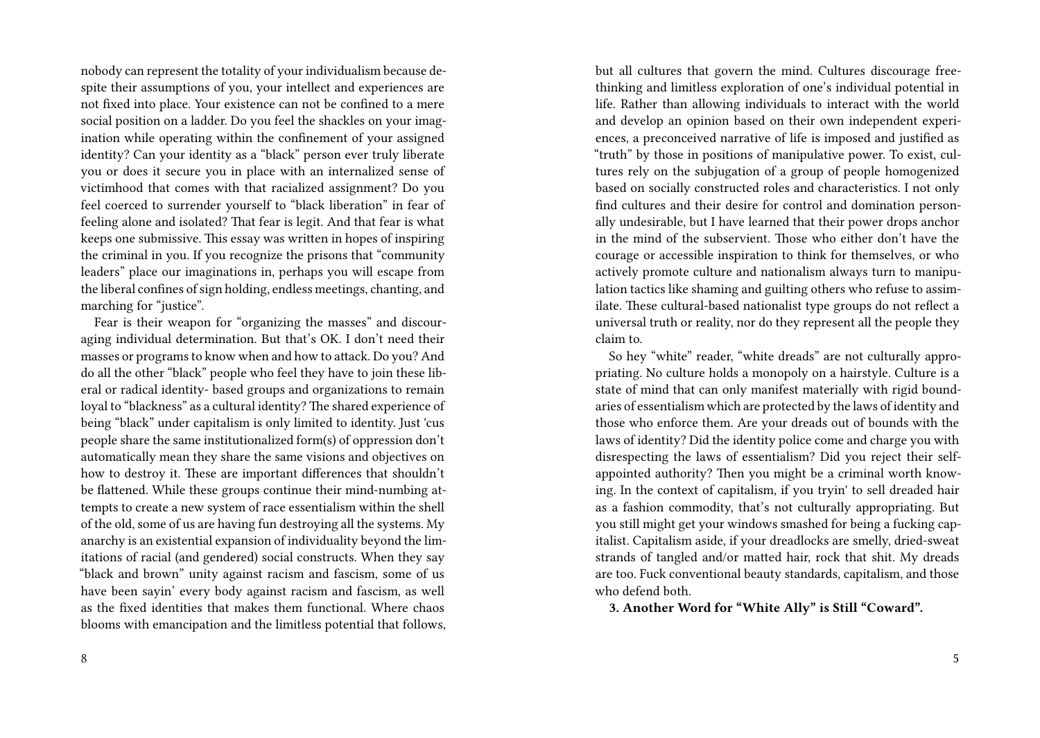nobody can represent the totality of your individualism because despite their assumptions of you, your intellect and experiences are not fixed into place. Your existence can not be confined to a mere social position on a ladder. Do you feel the shackles on your imagination while operating within the confinement of your assigned identity? Can your identity as a "black" person ever truly liberate you or does it secure you in place with an internalized sense of victimhood that comes with that racialized assignment? Do you feel coerced to surrender yourself to "black liberation" in fear of feeling alone and isolated? That fear is legit. And that fear is what keeps one submissive. This essay was written in hopes of inspiring the criminal in you. If you recognize the prisons that "community leaders" place our imaginations in, perhaps you will escape from the liberal confines of sign holding, endless meetings, chanting, and marching for "justice".

Fear is their weapon for "organizing the masses" and discouraging individual determination. But that's OK. I don't need their masses or programs to know when and how to attack. Do you? And do all the other "black" people who feel they have to join these liberal or radical identity- based groups and organizations to remain loyal to "blackness" as a cultural identity? The shared experience of being "black" under capitalism is only limited to identity. Just 'cus people share the same institutionalized form(s) of oppression don't automatically mean they share the same visions and objectives on how to destroy it. These are important differences that shouldn't be flattened. While these groups continue their mind-numbing attempts to create a new system of race essentialism within the shell of the old, some of us are having fun destroying all the systems. My anarchy is an existential expansion of individuality beyond the limitations of racial (and gendered) social constructs. When they say "black and brown" unity against racism and fascism, some of us have been sayin' every body against racism and fascism, as well as the fixed identities that makes them functional. Where chaos blooms with emancipation and the limitless potential that follows,

but all cultures that govern the mind. Cultures discourage free-thinking and limitless exploration of one's individual potential in life. Rather than allowing individuals to interact with the world and develop an opinion based on their own independent experiences, a preconceived narrative of life is imposed and justified as "truth" by those in positions of manipulative power. To exist, cultures rely on the subjugation of a group of people homogenized based on socially constructed roles and characteristics. I not only find cultures and their desire for control and domination personally undesirable, but I have learned that their power drops anchor in the mind of the subservient. Those who either don't have the courage or accessible inspiration to think for themselves, or who actively promote culture and nationalism always turn to manipulation tactics like shaming and guilting others who refuse to assimilate. These cultural-based nationalist type groups do not reflect a universal truth or reality, nor do they represent all the people they claim to.

So hey "white" reader, "white dreads" are not culturally appropriating. No culture holds a monopoly on a hairstyle. Culture is a state of mind that can only manifest materially with rigid boundaries of essentialism which are protected by the laws of identity and those who enforce them. Are your dreads out of bounds with the laws of identity? Did the identity police come and charge you with disrespecting the laws of essentialism? Did you reject their self-appointed authority? Then you might be a criminal worth knowing. In the context of capitalism, if you tryin' to sell dreaded hair as a fashion commodity, that's not culturally appropriating. But you still might get your windows smashed for being a fucking capitalist. Capitalism aside, if your dreadlocks are smelly, dried-sweat strands of tangled and/or matted hair, rock that shit. My dreads are too. Fuck conventional beauty standards, capitalism, and those who defend both.

**3. Another Word for "White Ally" is Still "Coward".**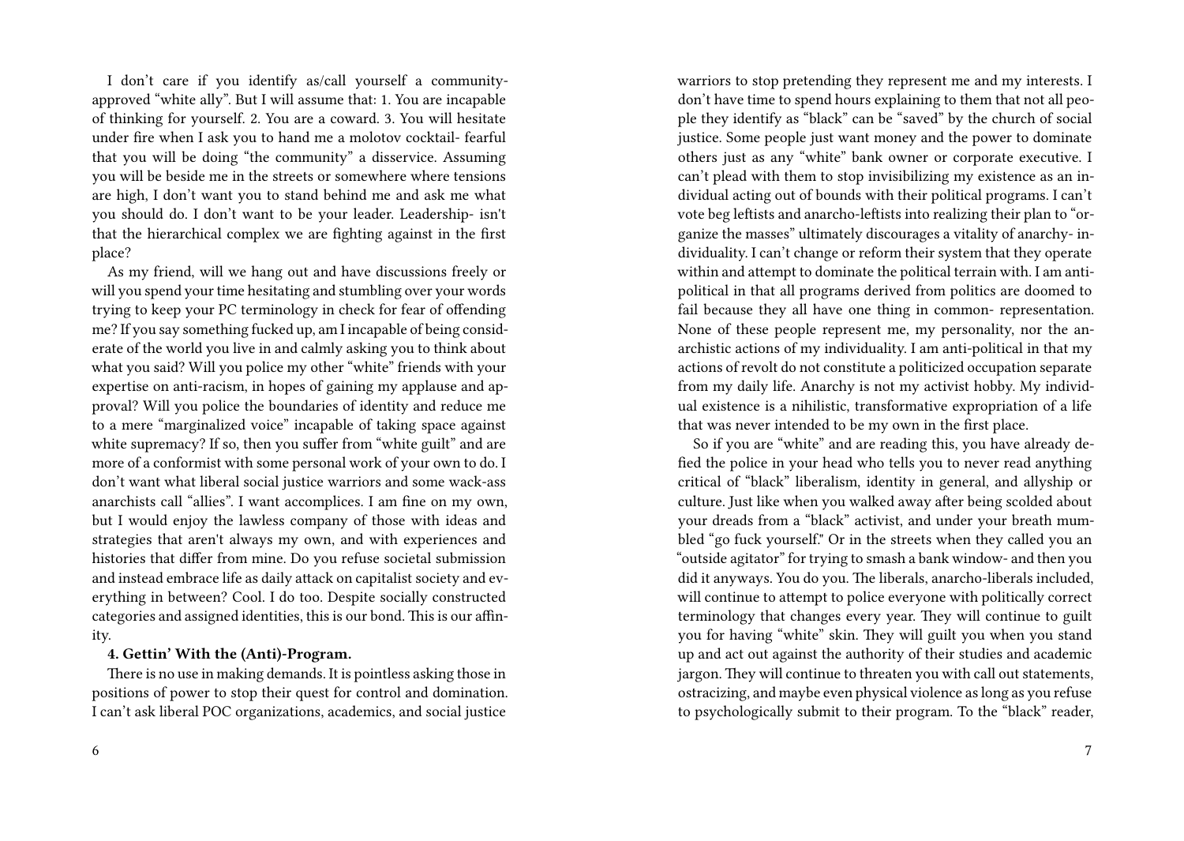I don't care if you identify as/call yourself a community-approved "white ally". But I will assume that: 1. You are incapable of thinking for yourself. 2. You are a coward. 3. You will hesitate under fire when I ask you to hand me a molotov cocktail- fearful that you will be doing "the community" a disservice. Assuming you will be beside me in the streets or somewhere where tensions are high, I don't want you to stand behind me and ask me what you should do. I don't want to be your leader. Leadership- isn't that the hierarchical complex we are fighting against in the first place?

As my friend, will we hang out and have discussions freely or will you spend your time hesitating and stumbling over your words trying to keep your PC terminology in check for fear of offending me? If you say something fucked up, am I incapable of being considerate of the world you live in and calmly asking you to think about what you said? Will you police my other "white" friends with your expertise on anti-racism, in hopes of gaining my applause and approval? Will you police the boundaries of identity and reduce me to a mere "marginalized voice" incapable of taking space against white supremacy? If so, then you suffer from "white guilt" and are more of a conformist with some personal work of your own to do. I don't want what liberal social justice warriors and some wack-ass anarchists call "allies". I want accomplices. I am fine on my own, but I would enjoy the lawless company of those with ideas and strategies that aren't always my own, and with experiences and histories that differ from mine. Do you refuse societal submission and instead embrace life as daily attack on capitalist society and everything in between? Cool. I do too. Despite socially constructed categories and assigned identities, this is our bond. This is our affinity.

**4. Gettin' With the (Anti)-Program.**

There is no use in making demands. It is pointless asking those in positions of power to stop their quest for control and domination. I can't ask liberal POC organizations, academics, and social justice warriors to stop pretending they represent me and my interests. I don't have time to spend hours explaining to them that not all people they identify as "black" can be "saved" by the church of social justice. Some people just want money and the power to dominate others just as any "white" bank owner or corporate executive. I can't plead with them to stop invisibilizing my existence as an individual acting out of bounds with their political programs. I can't vote beg leftists and anarcho-leftists into realizing their plan to "organize the masses" ultimately discourages a vitality of anarchy- individuality. I can't change or reform their system that they operate within and attempt to dominate the political terrain with. I am anti-political in that all programs derived from politics are doomed to fail because they all have one thing in common- representation. None of these people represent me, my personality, nor the anarchistic actions of my individuality. I am anti-political in that my actions of revolt do not constitute a politicized occupation separate from my daily life. Anarchy is not my activist hobby. My individual existence is a nihilistic, transformative expropriation of a life that was never intended to be my own in the first place.

So if you are "white" and are reading this, you have already defied the police in your head who tells you to never read anything critical of "black" liberalism, identity in general, and allyship or culture. Just like when you walked away after being scolded about your dreads from a "black" activist, and under your breath mumbled "go fuck yourself." Or in the streets when they called you an "outside agitator" for trying to smash a bank window- and then you did it anyways. You do you. The liberals, anarcho-liberals included, will continue to attempt to police everyone with politically correct terminology that changes every year. They will continue to guilt you for having "white" skin. They will guilt you when you stand up and act out against the authority of their studies and academic jargon. They will continue to threaten you with call out statements, ostracizing, and maybe even physical violence as long as you refuse to psychologically submit to their program. To the "black" reader,